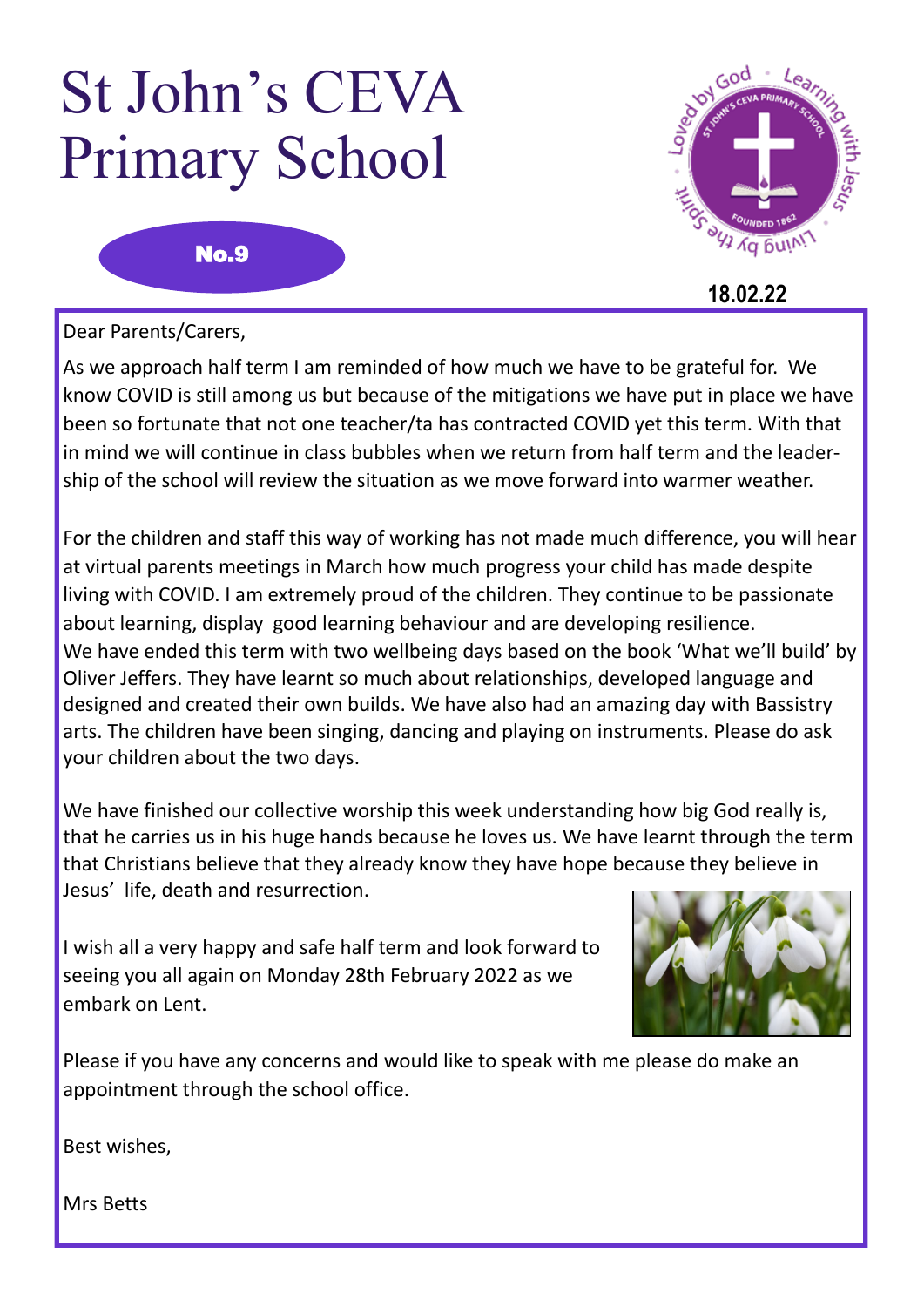# St John's CEVA Primary School

**No.9**

**18.02.22**

Dear Parents/Carers,

As we approach half term I am reminded of how much we have to be grateful for. We know COVID is still among us but because of the mitigations we have put in place we have been so fortunate that not one teacher/ta has contracted COVID yet this term. With that in mind we will continue in class bubbles when we return from half term and the leadership of the school will review the situation as we move forward into warmer weather.

For the children and staff this way of working has not made much difference, you will hear at virtual parents meetings in March how much progress your child has made despite living with COVID. I am extremely proud of the children. They continue to be passionate about learning, display good learning behaviour and are developing resilience. We have ended this term with two wellbeing days based on the book 'What we'll build' by Oliver Jeffers. They have learnt so much about relationships, developed language and designed and created their own builds. We have also had an amazing day with Bassistry arts. The children have been singing, dancing and playing on instruments. Please do ask your children about the two days.

We have finished our collective worship this week understanding how big God really is, that he carries us in his huge hands because he loves us. We have learnt through the term that Christians believe that they already know they have hope because they believe in Jesus' life, death and resurrection.

I wish all a very happy and safe half term and look forward to seeing you all again on Monday 28th February 2022 as we embark on Lent.

Please if you have any concerns and would like to speak with me please do make an appointment through the school office.

Best wishes,

Mrs Betts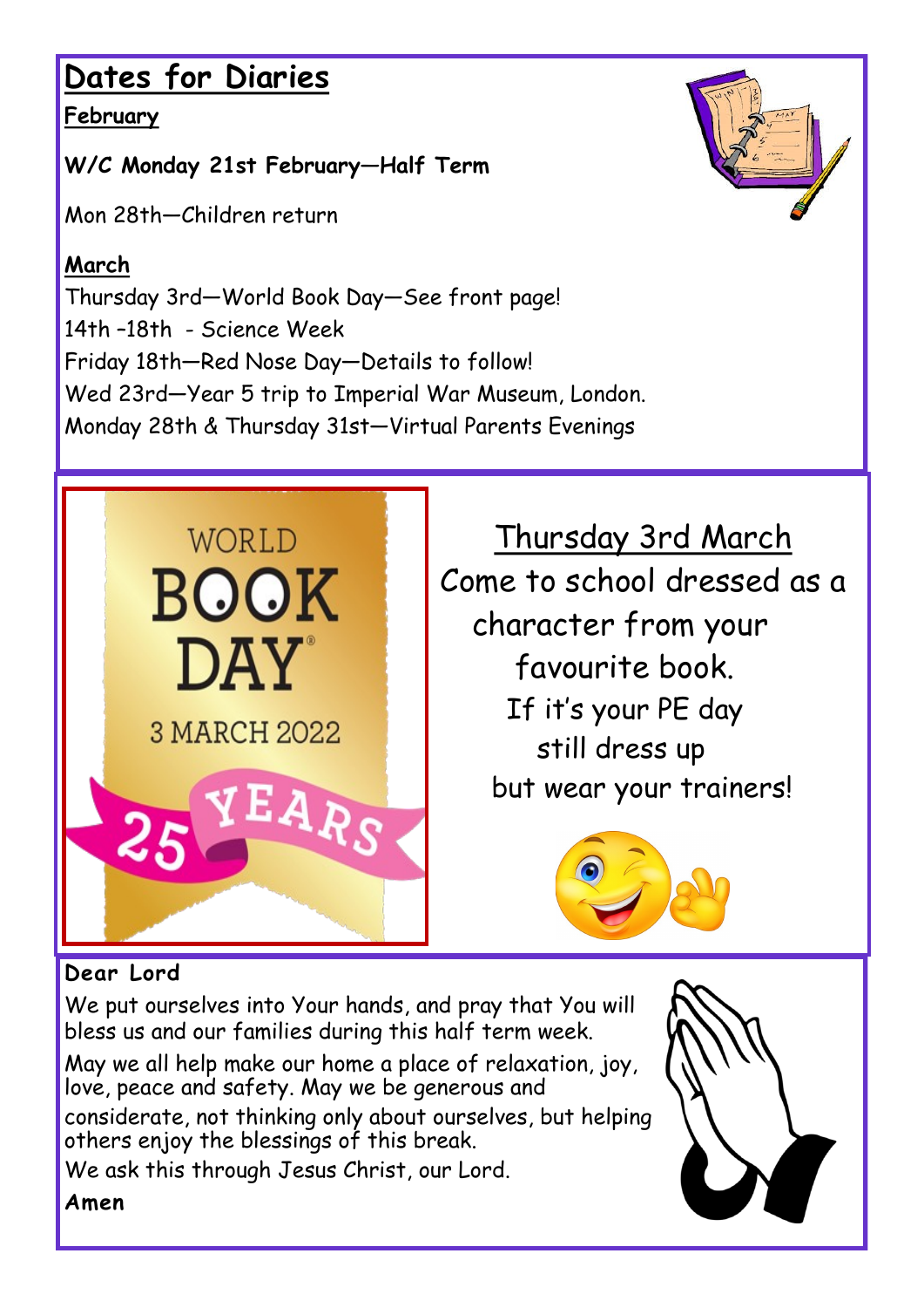# Dates for Diaries

**February**

**W/C Monday 21st February—Half Term**

Mon 28th—Children return

**March**

Thursday 3rd—World Book Day—See front page!
14th –18th - Science Week
Friday 18th—Red Nose Day—Details to follow!
Wed 23rd—Year 5 trip to Imperial War Museum, London.
Monday 28th & Thursday 31st—Virtual Parents Evenings

WORLD BOOK DAY
3 MARCH 2022
25 YEARS

Thursday 3rd March

Come to school dressed as a character from your favourite book.

If it's your PE day still dress up but wear your trainers!

**Dear Lord**

We put ourselves into Your hands, and pray that You will bless us and our families during this half term week.

May we all help make our home a place of relaxation, joy, love, peace and safety. May we be generous and considerate, not thinking only about ourselves, but helping others enjoy the blessings of this break.

We ask this through Jesus Christ, our Lord.

**Amen**